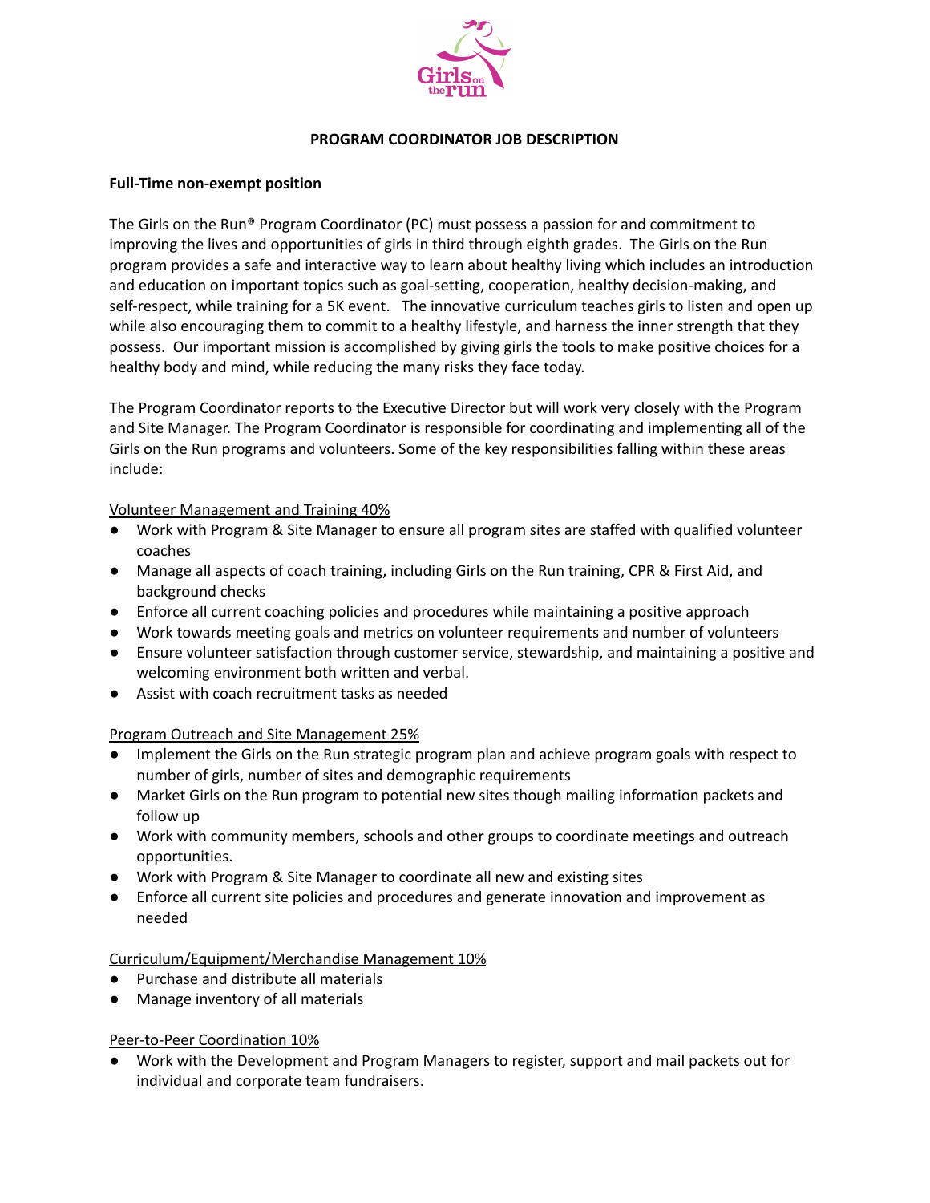# PROGRAM COORDINATOR JOB DESCRIPTION

**Full-Time non-exempt position**

The Girls on the Run® Program Coordinator (PC) must possess a passion for and commitment to improving the lives and opportunities of girls in third through eighth grades. The Girls on the Run program provides a safe and interactive way to learn about healthy living which includes an introduction and education on important topics such as goal-setting, cooperation, healthy decision-making, and self-respect, while training for a 5K event. The innovative curriculum teaches girls to listen and open up while also encouraging them to commit to a healthy lifestyle, and harness the inner strength that they possess. Our important mission is accomplished by giving girls the tools to make positive choices for a healthy body and mind, while reducing the many risks they face today.

The Program Coordinator reports to the Executive Director but will work very closely with the Program and Site Manager. The Program Coordinator is responsible for coordinating and implementing all of the Girls on the Run programs and volunteers. Some of the key responsibilities falling within these areas include:

Volunteer Management and Training 40%

- Work with Program & Site Manager to ensure all program sites are staffed with qualified volunteer coaches
- Manage all aspects of coach training, including Girls on the Run training, CPR & First Aid, and background checks
- Enforce all current coaching policies and procedures while maintaining a positive approach
- Work towards meeting goals and metrics on volunteer requirements and number of volunteers
- Ensure volunteer satisfaction through customer service, stewardship, and maintaining a positive and welcoming environment both written and verbal.
- Assist with coach recruitment tasks as needed

Program Outreach and Site Management 25%

- Implement the Girls on the Run strategic program plan and achieve program goals with respect to number of girls, number of sites and demographic requirements
- Market Girls on the Run program to potential new sites though mailing information packets and follow up
- Work with community members, schools and other groups to coordinate meetings and outreach opportunities.
- Work with Program & Site Manager to coordinate all new and existing sites
- Enforce all current site policies and procedures and generate innovation and improvement as needed

Curriculum/Equipment/Merchandise Management 10%

- Purchase and distribute all materials
- Manage inventory of all materials

Peer-to-Peer Coordination 10%

- Work with the Development and Program Managers to register, support and mail packets out for individual and corporate team fundraisers.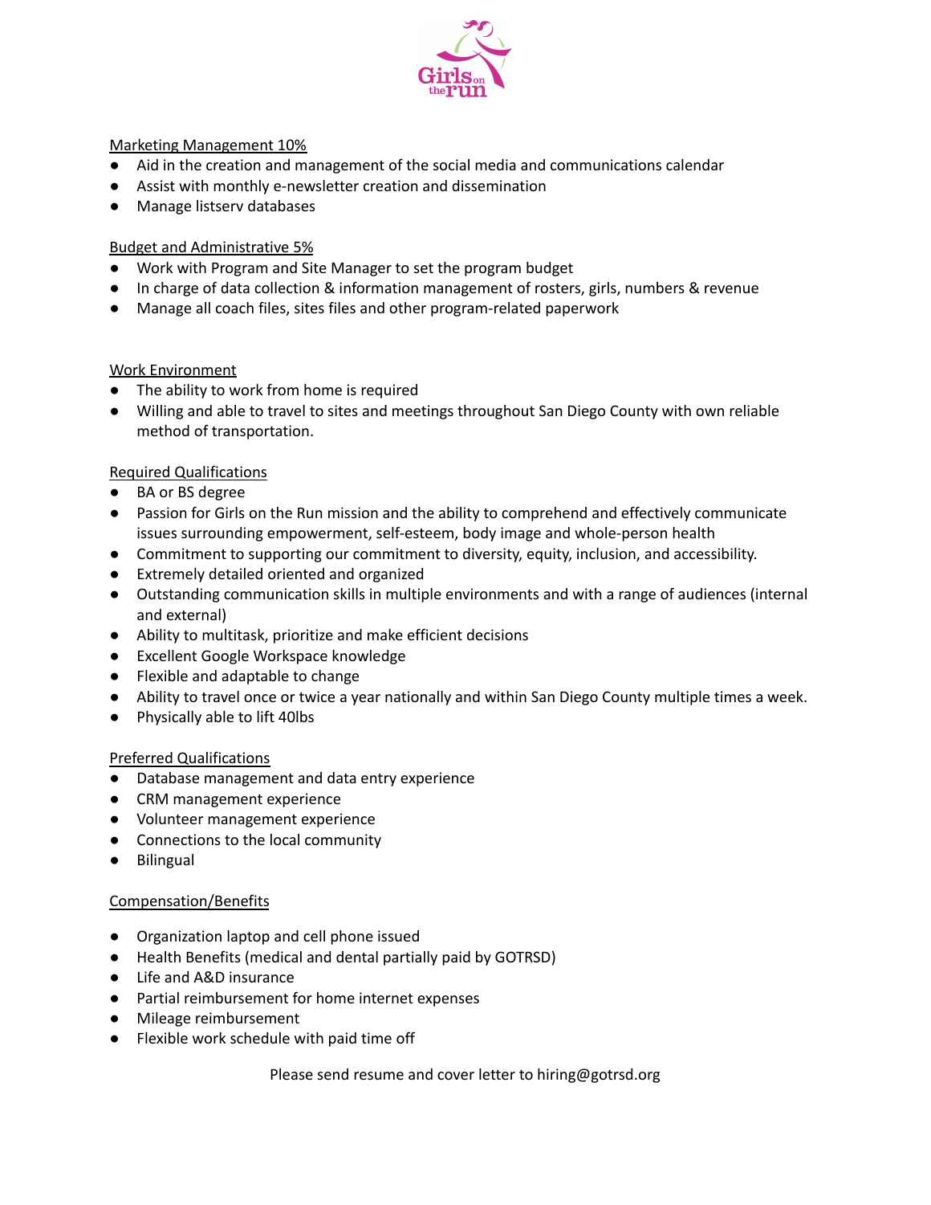Marketing Management 10%

- Aid in the creation and management of the social media and communications calendar
- Assist with monthly e-newsletter creation and dissemination
- Manage listserv databases

Budget and Administrative 5%

- Work with Program and Site Manager to set the program budget
- In charge of data collection & information management of rosters, girls, numbers & revenue
- Manage all coach files, sites files and other program-related paperwork

Work Environment

- The ability to work from home is required
- Willing and able to travel to sites and meetings throughout San Diego County with own reliable method of transportation.

Required Qualifications

- BA or BS degree
- Passion for Girls on the Run mission and the ability to comprehend and effectively communicate issues surrounding empowerment, self-esteem, body image and whole-person health
- Commitment to supporting our commitment to diversity, equity, inclusion, and accessibility.
- Extremely detailed oriented and organized
- Outstanding communication skills in multiple environments and with a range of audiences (internal and external)
- Ability to multitask, prioritize and make efficient decisions
- Excellent Google Workspace knowledge
- Flexible and adaptable to change
- Ability to travel once or twice a year nationally and within San Diego County multiple times a week.
- Physically able to lift 40lbs

Preferred Qualifications

- Database management and data entry experience
- CRM management experience
- Volunteer management experience
- Connections to the local community
- Bilingual

Compensation/Benefits

- Organization laptop and cell phone issued
- Health Benefits (medical and dental partially paid by GOTRSD)
- Life and A&D insurance
- Partial reimbursement for home internet expenses
- Mileage reimbursement
- Flexible work schedule with paid time off

Please send resume and cover letter to hiring@gotrsd.org